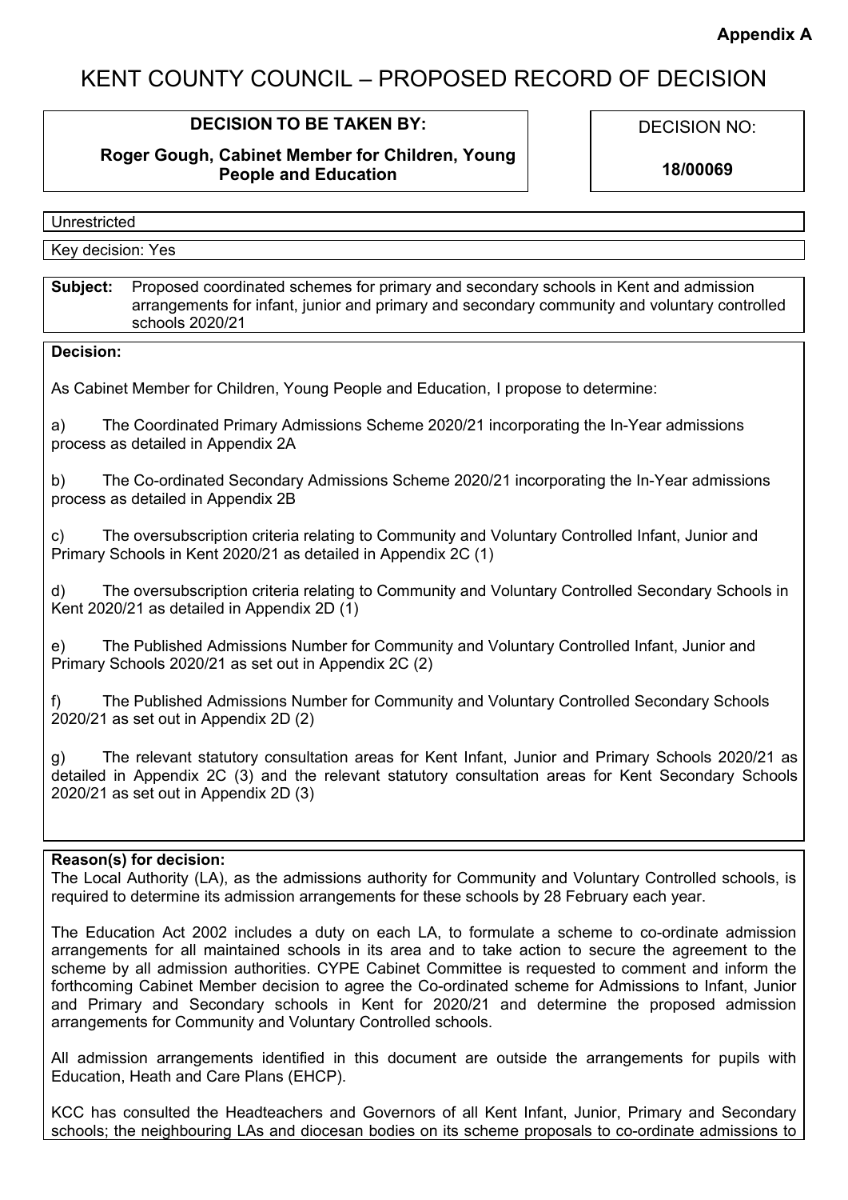**Appendix A**

# KENT COUNTY COUNCIL – PROPOSED RECORD OF DECISION

| DECISION TO BE TAKEN BY: | DECISION NO: |
| --- | --- |
| **Roger Gough, Cabinet Member for Children, Young People and Education** | **18/00069** |

Unrestricted

Key decision: Yes

**Subject:** Proposed coordinated schemes for primary and secondary schools in Kent and admission arrangements for infant, junior and primary and secondary community and voluntary controlled schools 2020/21

**Decision:**

As Cabinet Member for Children, Young People and Education, I propose to determine:

a) The Coordinated Primary Admissions Scheme 2020/21 incorporating the In-Year admissions process as detailed in Appendix 2A

b) The Co-ordinated Secondary Admissions Scheme 2020/21 incorporating the In-Year admissions process as detailed in Appendix 2B

c) The oversubscription criteria relating to Community and Voluntary Controlled Infant, Junior and Primary Schools in Kent 2020/21 as detailed in Appendix 2C (1)

d) The oversubscription criteria relating to Community and Voluntary Controlled Secondary Schools in Kent 2020/21 as detailed in Appendix 2D (1)

e) The Published Admissions Number for Community and Voluntary Controlled Infant, Junior and Primary Schools 2020/21 as set out in Appendix 2C (2)

f) The Published Admissions Number for Community and Voluntary Controlled Secondary Schools 2020/21 as set out in Appendix 2D (2)

g) The relevant statutory consultation areas for Kent Infant, Junior and Primary Schools 2020/21 as detailed in Appendix 2C (3) and the relevant statutory consultation areas for Kent Secondary Schools 2020/21 as set out in Appendix 2D (3)

**Reason(s) for decision:**

The Local Authority (LA), as the admissions authority for Community and Voluntary Controlled schools, is required to determine its admission arrangements for these schools by 28 February each year.

The Education Act 2002 includes a duty on each LA, to formulate a scheme to co-ordinate admission arrangements for all maintained schools in its area and to take action to secure the agreement to the scheme by all admission authorities. CYPE Cabinet Committee is requested to comment and inform the forthcoming Cabinet Member decision to agree the Co-ordinated scheme for Admissions to Infant, Junior and Primary and Secondary schools in Kent for 2020/21 and determine the proposed admission arrangements for Community and Voluntary Controlled schools.

All admission arrangements identified in this document are outside the arrangements for pupils with Education, Heath and Care Plans (EHCP).

KCC has consulted the Headteachers and Governors of all Kent Infant, Junior, Primary and Secondary schools; the neighbouring LAs and diocesan bodies on its scheme proposals to co-ordinate admissions to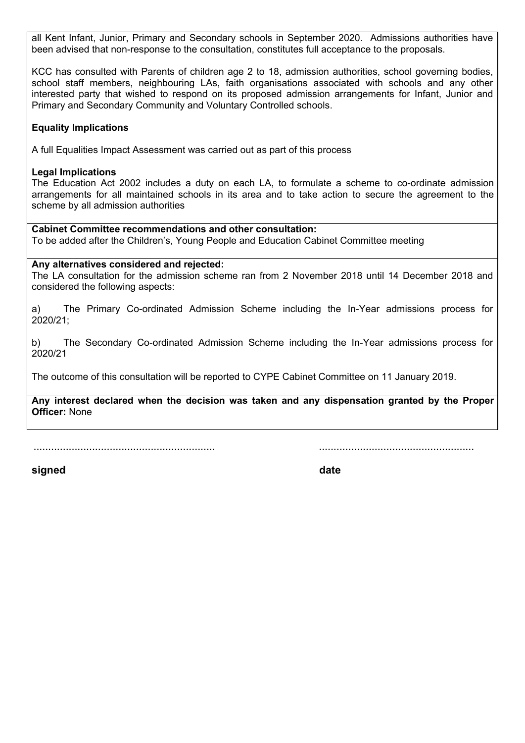all Kent Infant, Junior, Primary and Secondary schools in September 2020. Admissions authorities have been advised that non-response to the consultation, constitutes full acceptance to the proposals.

KCC has consulted with Parents of children age 2 to 18, admission authorities, school governing bodies, school staff members, neighbouring LAs, faith organisations associated with schools and any other interested party that wished to respond on its proposed admission arrangements for Infant, Junior and Primary and Secondary Community and Voluntary Controlled schools.

**Equality Implications**

A full Equalities Impact Assessment was carried out as part of this process

**Legal Implications**
The Education Act 2002 includes a duty on each LA, to formulate a scheme to co-ordinate admission arrangements for all maintained schools in its area and to take action to secure the agreement to the scheme by all admission authorities

**Cabinet Committee recommendations and other consultation:**
To be added after the Children's, Young People and Education Cabinet Committee meeting

**Any alternatives considered and rejected:**
The LA consultation for the admission scheme ran from 2 November 2018 until 14 December 2018 and considered the following aspects:

a) The Primary Co-ordinated Admission Scheme including the In-Year admissions process for 2020/21;

b) The Secondary Co-ordinated Admission Scheme including the In-Year admissions process for 2020/21

The outcome of this consultation will be reported to CYPE Cabinet Committee on 11 January 2019.

**Any interest declared when the decision was taken and any dispensation granted by the Proper Officer:** None

.............................................................. ....................................................

**signed** **date**